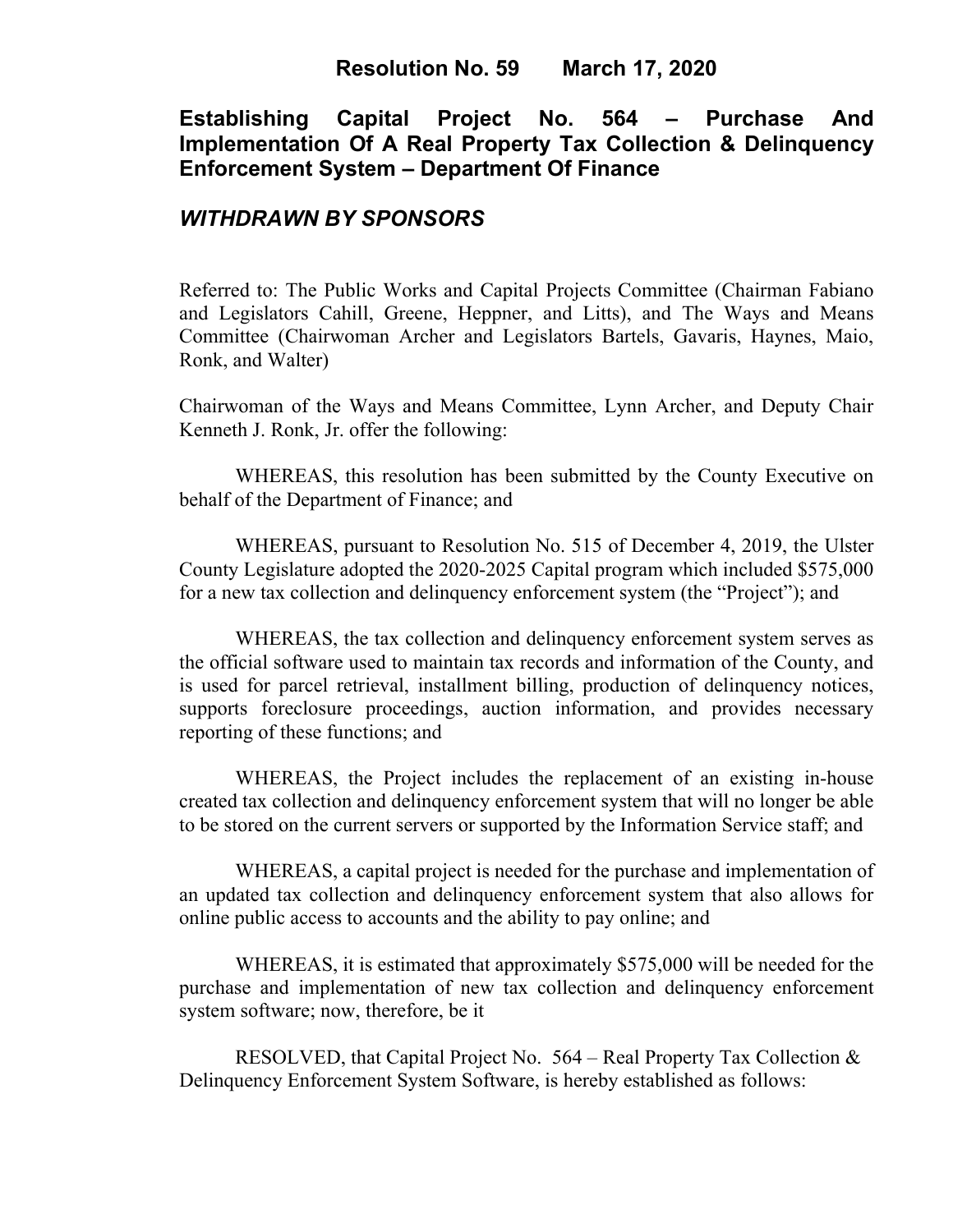# Resolution No. 59 March 17, 2020

## Establishing Capital Project No. 564 – Purchase And Implementation Of A Real Property Tax Collection & Delinquency Enforcement System – Department Of Finance

***WITHDRAWN BY SPONSORS***

Referred to: The Public Works and Capital Projects Committee (Chairman Fabiano and Legislators Cahill, Greene, Heppner, and Litts), and The Ways and Means Committee (Chairwoman Archer and Legislators Bartels, Gavaris, Haynes, Maio, Ronk, and Walter)

Chairwoman of the Ways and Means Committee, Lynn Archer, and Deputy Chair Kenneth J. Ronk, Jr. offer the following:

WHEREAS, this resolution has been submitted by the County Executive on behalf of the Department of Finance; and

WHEREAS, pursuant to Resolution No. 515 of December 4, 2019, the Ulster County Legislature adopted the 2020-2025 Capital program which included $575,000 for a new tax collection and delinquency enforcement system (the "Project"); and

WHEREAS, the tax collection and delinquency enforcement system serves as the official software used to maintain tax records and information of the County, and is used for parcel retrieval, installment billing, production of delinquency notices, supports foreclosure proceedings, auction information, and provides necessary reporting of these functions; and

WHEREAS, the Project includes the replacement of an existing in-house created tax collection and delinquency enforcement system that will no longer be able to be stored on the current servers or supported by the Information Service staff; and

WHEREAS, a capital project is needed for the purchase and implementation of an updated tax collection and delinquency enforcement system that also allows for online public access to accounts and the ability to pay online; and

WHEREAS, it is estimated that approximately $575,000 will be needed for the purchase and implementation of new tax collection and delinquency enforcement system software; now, therefore, be it

RESOLVED, that Capital Project No. 564 – Real Property Tax Collection & Delinquency Enforcement System Software, is hereby established as follows: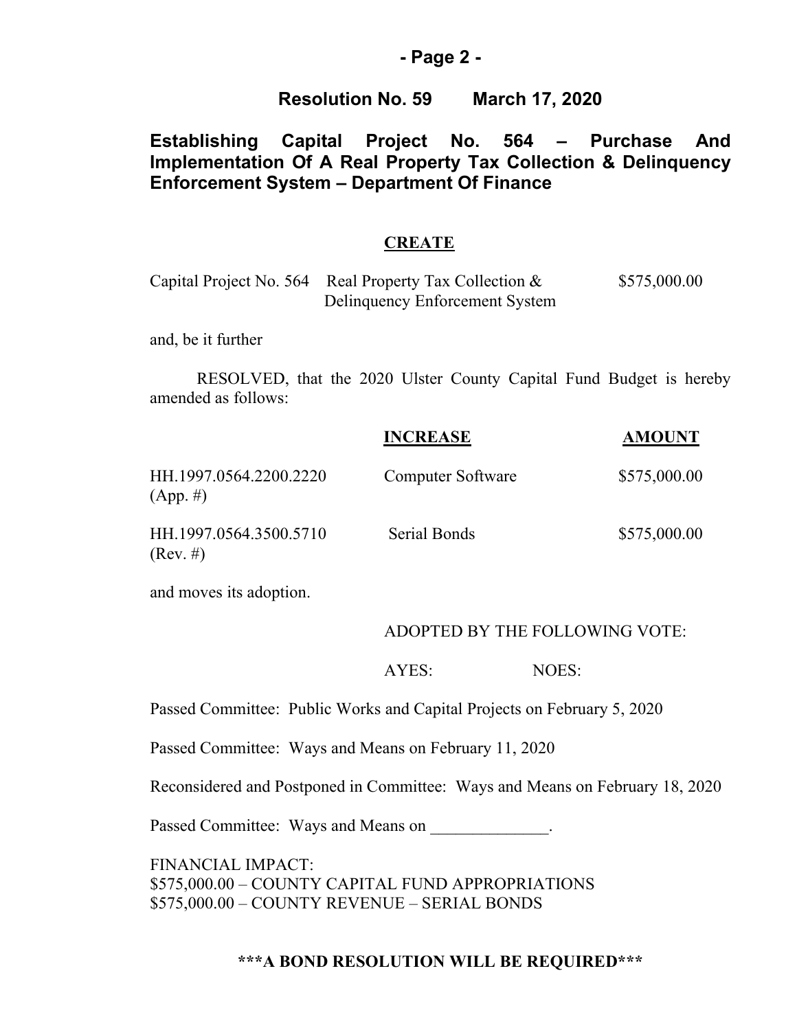## Resolution No. 59 March 17, 2020

## Establishing Capital Project No. 564 – Purchase And Implementation Of A Real Property Tax Collection & Delinquency Enforcement System – Department Of Finance

**CREATE**

| | | |
|---|---|---|
| Capital Project No. 564 | Real Property Tax Collection & Delinquency Enforcement System | $575,000.00 |

and, be it further

RESOLVED, that the 2020 Ulster County Capital Fund Budget is hereby amended as follows:

| | **INCREASE** | **AMOUNT** |
|---|---|---|
| HH.1997.0564.2200.2220 (App. #) | Computer Software | $575,000.00 |
| HH.1997.0564.3500.5710 (Rev. #) | Serial Bonds | $575,000.00 |

and moves its adoption.

ADOPTED BY THE FOLLOWING VOTE:

AYES: NOES:

Passed Committee: Public Works and Capital Projects on February 5, 2020

Passed Committee: Ways and Means on February 11, 2020

Reconsidered and Postponed in Committee: Ways and Means on February 18, 2020

Passed Committee: Ways and Means on ______________.

FINANCIAL IMPACT:
$575,000.00 – COUNTY CAPITAL FUND APPROPRIATIONS
$575,000.00 – COUNTY REVENUE – SERIAL BONDS

**\*\*\*A BOND RESOLUTION WILL BE REQUIRED\*\*\***